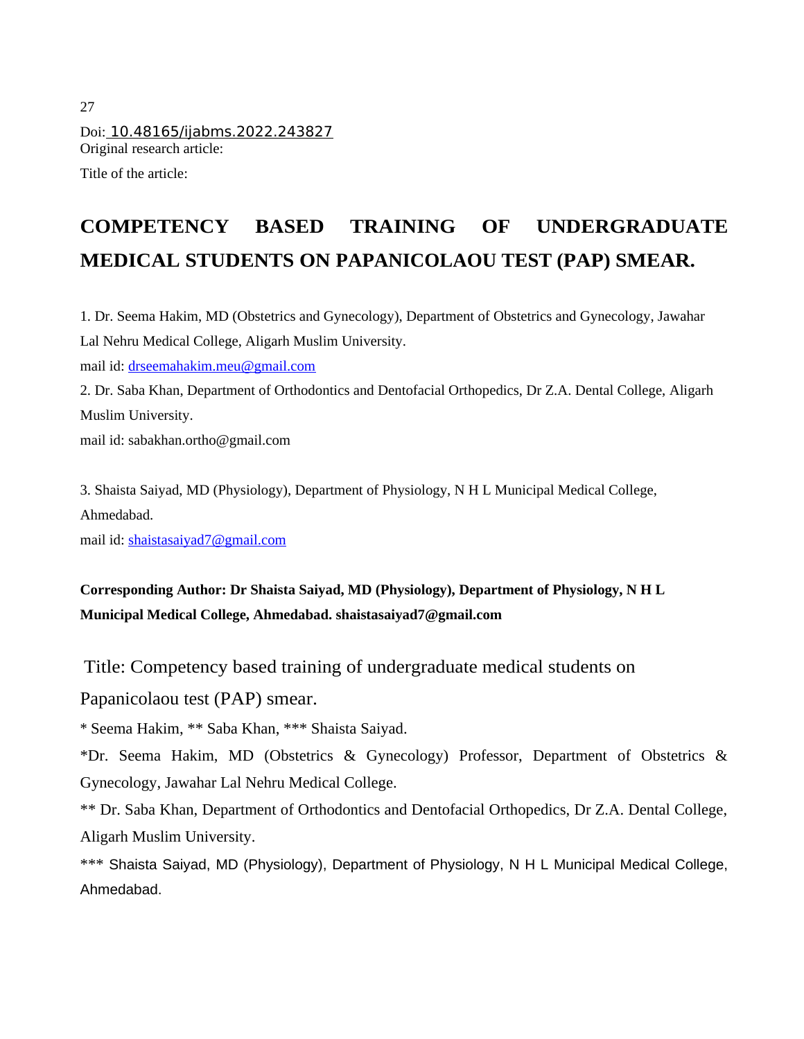Doi: 10.48165/ijabms.2022.243827

Original research article:

Title of the article:

# COMPETENCY BASED TRAINING OF UNDERGRADUATE MEDICAL STUDENTS ON PAPANICOLAOU TEST (PAP) SMEAR.

1. Dr. Seema Hakim, MD (Obstetrics and Gynecology), Department of Obstetrics and Gynecology, Jawahar Lal Nehru Medical College, Aligarh Muslim University.

mail id: drseemahakim.meu@gmail.com

2. Dr. Saba Khan, Department of Orthodontics and Dentofacial Orthopedics, Dr Z.A. Dental College, Aligarh Muslim University.

mail id: sabakhan.ortho@gmail.com

3. Shaista Saiyad, MD (Physiology), Department of Physiology, N H L Municipal Medical College, Ahmedabad.

mail id: shaistasaiyad7@gmail.com

**Corresponding Author: Dr Shaista Saiyad, MD (Physiology), Department of Physiology, N H L Municipal Medical College, Ahmedabad. shaistasaiyad7@gmail.com**

Title: Competency based training of undergraduate medical students on Papanicolaou test (PAP) smear.

* Seema Hakim, ** Saba Khan, *** Shaista Saiyad.

*Dr. Seema Hakim, MD (Obstetrics & Gynecology) Professor, Department of Obstetrics & Gynecology, Jawahar Lal Nehru Medical College.

** Dr. Saba Khan, Department of Orthodontics and Dentofacial Orthopedics, Dr Z.A. Dental College, Aligarh Muslim University.

*** Shaista Saiyad, MD (Physiology), Department of Physiology, N H L Municipal Medical College, Ahmedabad.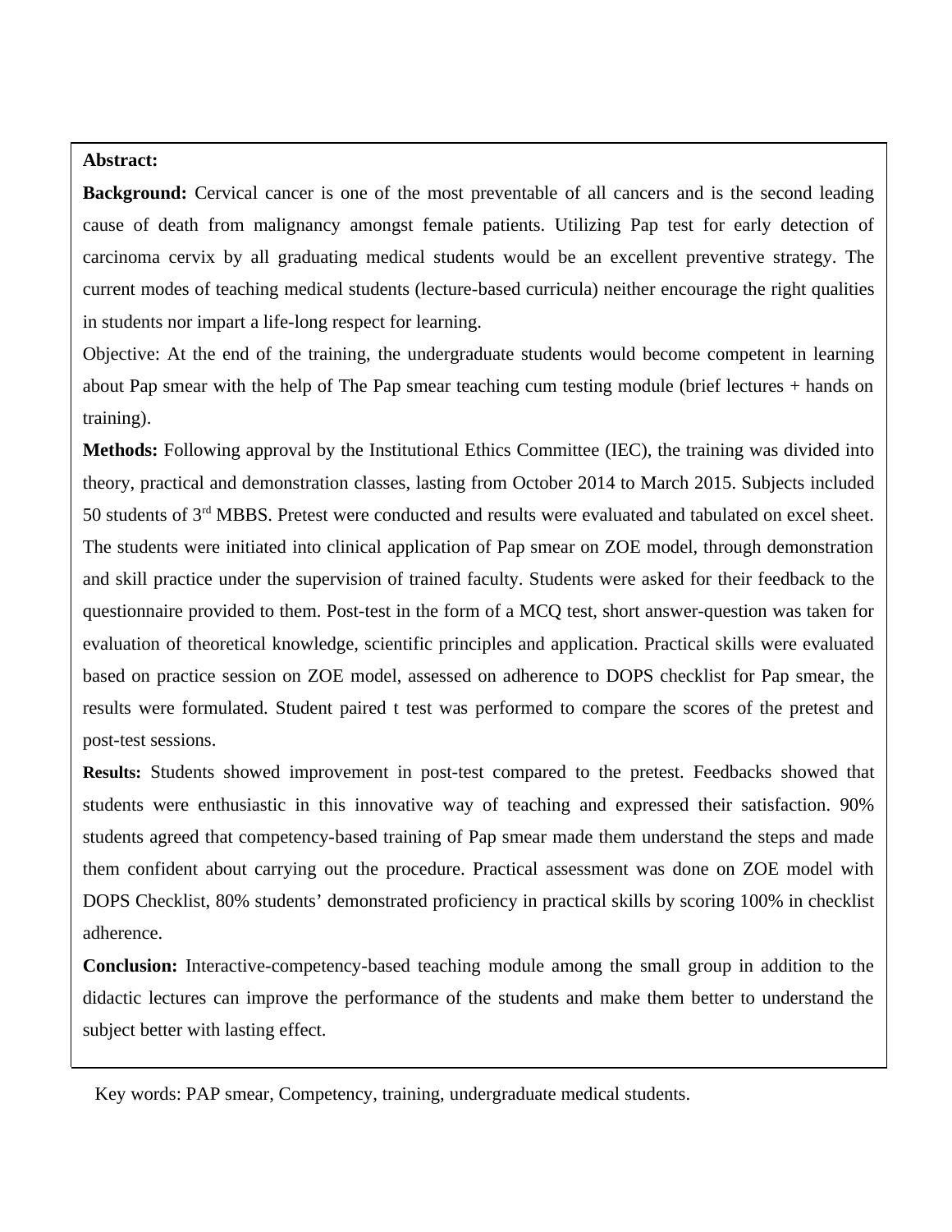**Abstract:**

**Background:** Cervical cancer is one of the most preventable of all cancers and is the second leading cause of death from malignancy amongst female patients. Utilizing Pap test for early detection of carcinoma cervix by all graduating medical students would be an excellent preventive strategy. The current modes of teaching medical students (lecture-based curricula) neither encourage the right qualities in students nor impart a life-long respect for learning.

Objective: At the end of the training, the undergraduate students would become competent in learning about Pap smear with the help of The Pap smear teaching cum testing module (brief lectures + hands on training).

**Methods:** Following approval by the Institutional Ethics Committee (IEC), the training was divided into theory, practical and demonstration classes, lasting from October 2014 to March 2015. Subjects included 50 students of 3rd MBBS. Pretest were conducted and results were evaluated and tabulated on excel sheet. The students were initiated into clinical application of Pap smear on ZOE model, through demonstration and skill practice under the supervision of trained faculty. Students were asked for their feedback to the questionnaire provided to them. Post-test in the form of a MCQ test, short answer-question was taken for evaluation of theoretical knowledge, scientific principles and application. Practical skills were evaluated based on practice session on ZOE model, assessed on adherence to DOPS checklist for Pap smear, the results were formulated. Student paired t test was performed to compare the scores of the pretest and post-test sessions.

**Results:** Students showed improvement in post-test compared to the pretest. Feedbacks showed that students were enthusiastic in this innovative way of teaching and expressed their satisfaction. 90% students agreed that competency-based training of Pap smear made them understand the steps and made them confident about carrying out the procedure. Practical assessment was done on ZOE model with DOPS Checklist, 80% students' demonstrated proficiency in practical skills by scoring 100% in checklist adherence.

**Conclusion:** Interactive-competency-based teaching module among the small group in addition to the didactic lectures can improve the performance of the students and make them better to understand the subject better with lasting effect.

Key words: PAP smear, Competency, training, undergraduate medical students.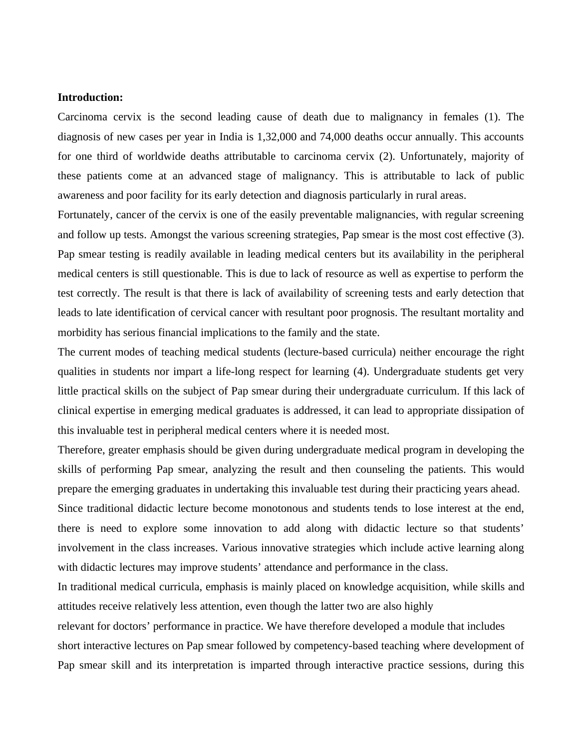**Introduction:**

Carcinoma cervix is the second leading cause of death due to malignancy in females (1). The diagnosis of new cases per year in India is 1,32,000 and 74,000 deaths occur annually. This accounts for one third of worldwide deaths attributable to carcinoma cervix (2). Unfortunately, majority of these patients come at an advanced stage of malignancy. This is attributable to lack of public awareness and poor facility for its early detection and diagnosis particularly in rural areas.

Fortunately, cancer of the cervix is one of the easily preventable malignancies, with regular screening and follow up tests. Amongst the various screening strategies, Pap smear is the most cost effective (3). Pap smear testing is readily available in leading medical centers but its availability in the peripheral medical centers is still questionable. This is due to lack of resource as well as expertise to perform the test correctly. The result is that there is lack of availability of screening tests and early detection that leads to late identification of cervical cancer with resultant poor prognosis. The resultant mortality and morbidity has serious financial implications to the family and the state.

The current modes of teaching medical students (lecture-based curricula) neither encourage the right qualities in students nor impart a life-long respect for learning (4). Undergraduate students get very little practical skills on the subject of Pap smear during their undergraduate curriculum. If this lack of clinical expertise in emerging medical graduates is addressed, it can lead to appropriate dissipation of this invaluable test in peripheral medical centers where it is needed most.

Therefore, greater emphasis should be given during undergraduate medical program in developing the skills of performing Pap smear, analyzing the result and then counseling the patients. This would prepare the emerging graduates in undertaking this invaluable test during their practicing years ahead.

Since traditional didactic lecture become monotonous and students tends to lose interest at the end, there is need to explore some innovation to add along with didactic lecture so that students' involvement in the class increases. Various innovative strategies which include active learning along with didactic lectures may improve students' attendance and performance in the class.

In traditional medical curricula, emphasis is mainly placed on knowledge acquisition, while skills and attitudes receive relatively less attention, even though the latter two are also highly relevant for doctors' performance in practice. We have therefore developed a module that includes short interactive lectures on Pap smear followed by competency-based teaching where development of Pap smear skill and its interpretation is imparted through interactive practice sessions, during this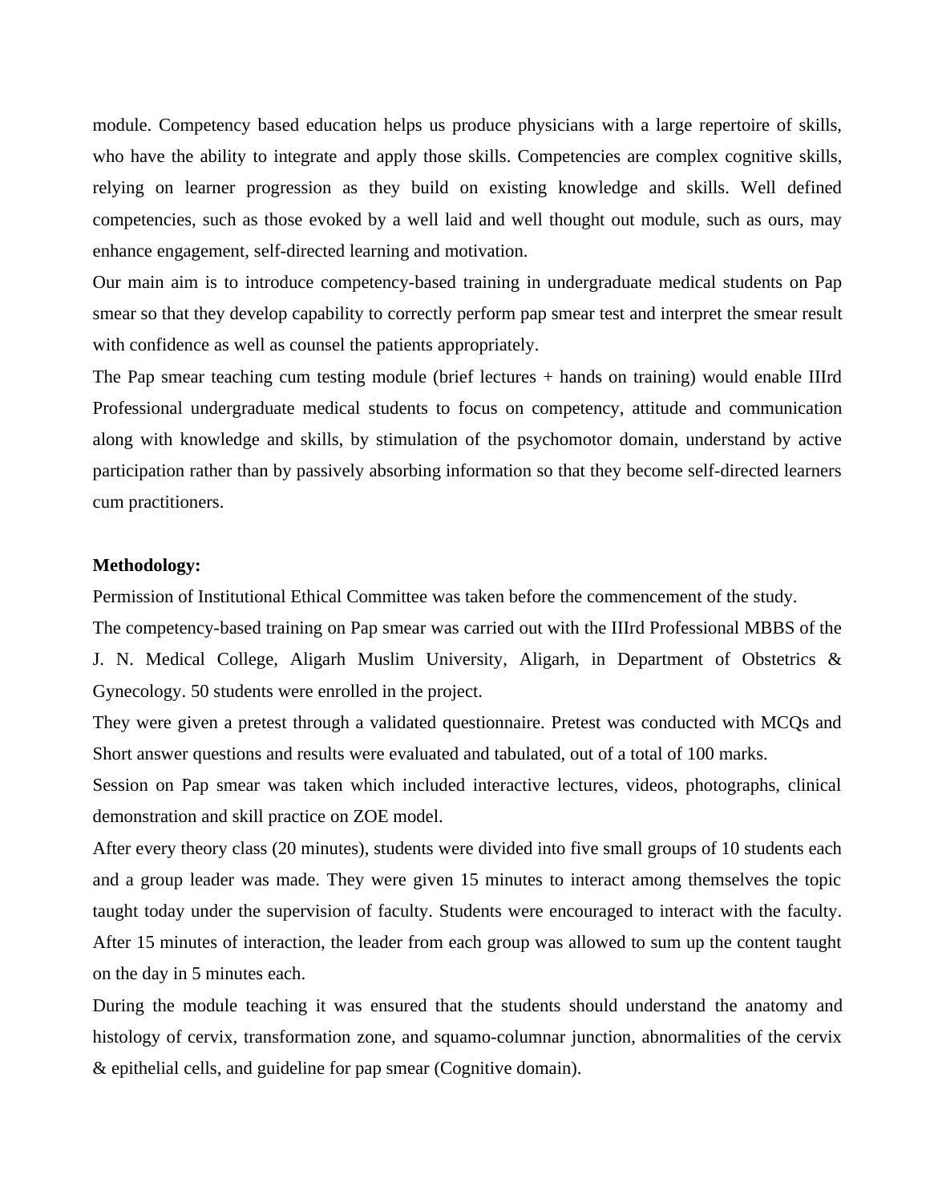module. Competency based education helps us produce physicians with a large repertoire of skills, who have the ability to integrate and apply those skills. Competencies are complex cognitive skills, relying on learner progression as they build on existing knowledge and skills. Well defined competencies, such as those evoked by a well laid and well thought out module, such as ours, may enhance engagement, self-directed learning and motivation.

Our main aim is to introduce competency-based training in undergraduate medical students on Pap smear so that they develop capability to correctly perform pap smear test and interpret the smear result with confidence as well as counsel the patients appropriately.

The Pap smear teaching cum testing module (brief lectures + hands on training) would enable IIIrd Professional undergraduate medical students to focus on competency, attitude and communication along with knowledge and skills, by stimulation of the psychomotor domain, understand by active participation rather than by passively absorbing information so that they become self-directed learners cum practitioners.

**Methodology:**

Permission of Institutional Ethical Committee was taken before the commencement of the study.

The competency-based training on Pap smear was carried out with the IIIrd Professional MBBS of the J. N. Medical College, Aligarh Muslim University, Aligarh, in Department of Obstetrics & Gynecology. 50 students were enrolled in the project.

They were given a pretest through a validated questionnaire. Pretest was conducted with MCQs and Short answer questions and results were evaluated and tabulated, out of a total of 100 marks.

Session on Pap smear was taken which included interactive lectures, videos, photographs, clinical demonstration and skill practice on ZOE model.

After every theory class (20 minutes), students were divided into five small groups of 10 students each and a group leader was made. They were given 15 minutes to interact among themselves the topic taught today under the supervision of faculty. Students were encouraged to interact with the faculty. After 15 minutes of interaction, the leader from each group was allowed to sum up the content taught on the day in 5 minutes each.

During the module teaching it was ensured that the students should understand the anatomy and histology of cervix, transformation zone, and squamo-columnar junction, abnormalities of the cervix & epithelial cells, and guideline for pap smear (Cognitive domain).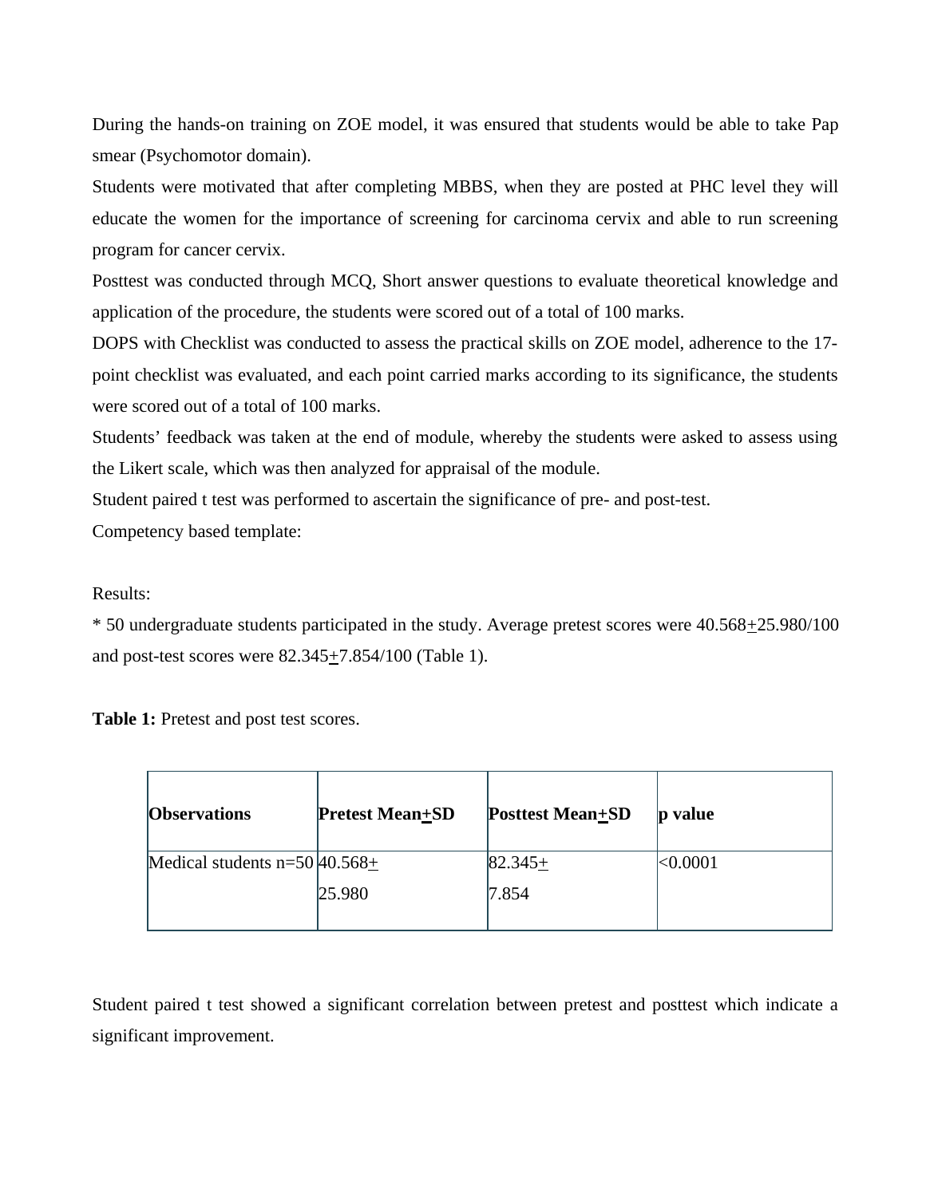During the hands-on training on ZOE model, it was ensured that students would be able to take Pap smear (Psychomotor domain).

Students were motivated that after completing MBBS, when they are posted at PHC level they will educate the women for the importance of screening for carcinoma cervix and able to run screening program for cancer cervix.

Posttest was conducted through MCQ, Short answer questions to evaluate theoretical knowledge and application of the procedure, the students were scored out of a total of 100 marks.

DOPS with Checklist was conducted to assess the practical skills on ZOE model, adherence to the 17-point checklist was evaluated, and each point carried marks according to its significance, the students were scored out of a total of 100 marks.

Students' feedback was taken at the end of module, whereby the students were asked to assess using the Likert scale, which was then analyzed for appraisal of the module.

Student paired t test was performed to ascertain the significance of pre- and post-test.

Competency based template:

Results:

* 50 undergraduate students participated in the study. Average pretest scores were 40.568±25.980/100 and post-test scores were 82.345±7.854/100 (Table 1).

**Table 1:** Pretest and post test scores.

| **Observations** | **Pretest Mean±SD** | **Posttest Mean±SD** | **p value** |
|---|---|---|---|
| Medical students n=50 | 40.568± 25.980 | 82.345± 7.854 | <0.0001 |

Student paired t test showed a significant correlation between pretest and posttest which indicate a significant improvement.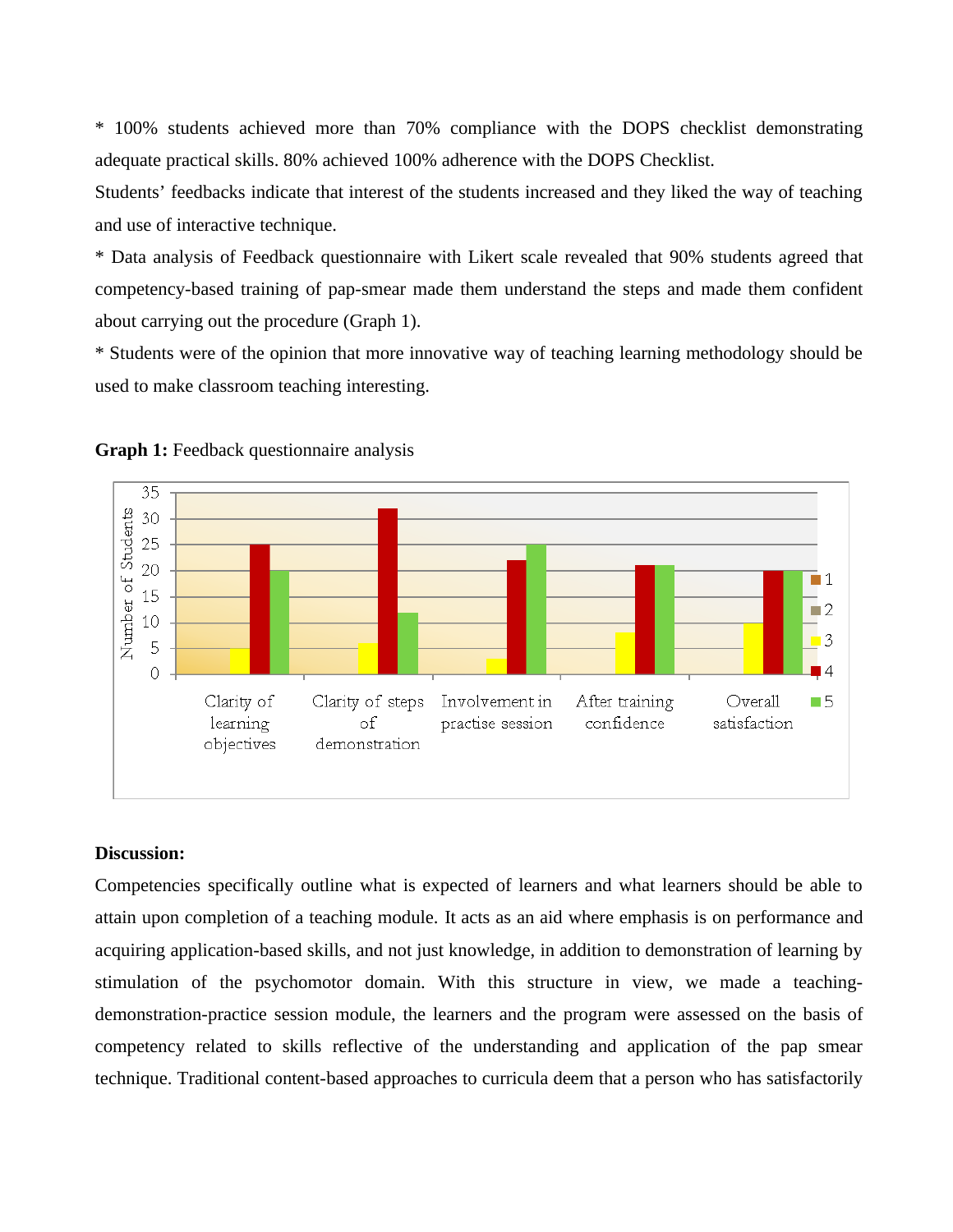* 100% students achieved more than 70% compliance with the DOPS checklist demonstrating adequate practical skills. 80% achieved 100% adherence with the DOPS Checklist.

Students' feedbacks indicate that interest of the students increased and they liked the way of teaching and use of interactive technique.

* Data analysis of Feedback questionnaire with Likert scale revealed that 90% students agreed that competency-based training of pap-smear made them understand the steps and made them confident about carrying out the procedure (Graph 1).

* Students were of the opinion that more innovative way of teaching learning methodology should be used to make classroom teaching interesting.

**Graph 1:** Feedback questionnaire analysis

**Discussion:**

Competencies specifically outline what is expected of learners and what learners should be able to attain upon completion of a teaching module. It acts as an aid where emphasis is on performance and acquiring application-based skills, and not just knowledge, in addition to demonstration of learning by stimulation of the psychomotor domain. With this structure in view, we made a teaching-demonstration-practice session module, the learners and the program were assessed on the basis of competency related to skills reflective of the understanding and application of the pap smear technique. Traditional content-based approaches to curricula deem that a person who has satisfactorily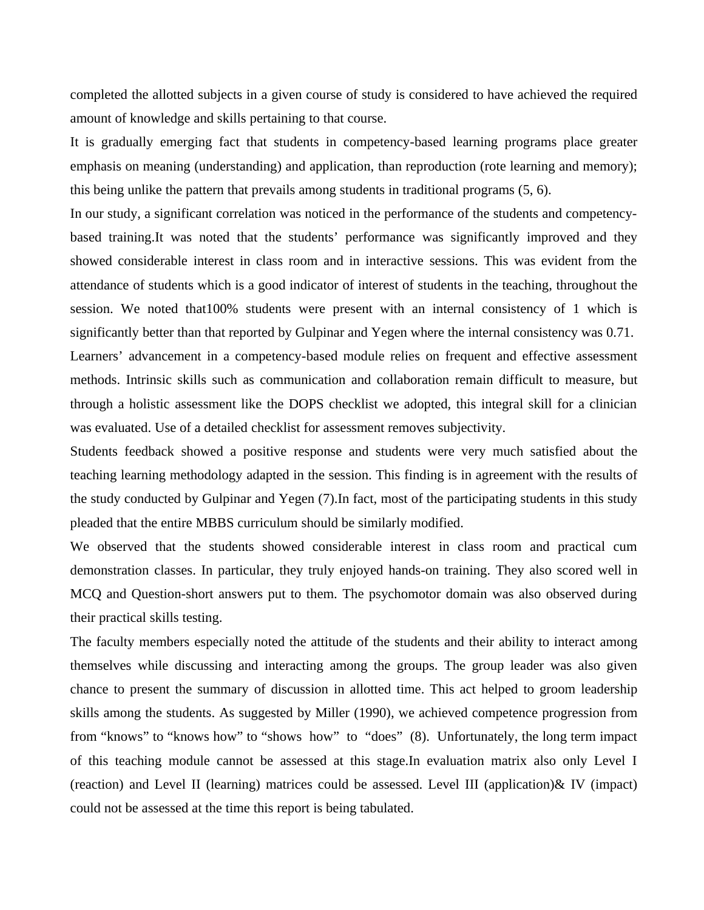completed the allotted subjects in a given course of study is considered to have achieved the required amount of knowledge and skills pertaining to that course.

It is gradually emerging fact that students in competency-based learning programs place greater emphasis on meaning (understanding) and application, than reproduction (rote learning and memory); this being unlike the pattern that prevails among students in traditional programs (5, 6).

In our study, a significant correlation was noticed in the performance of the students and competency-based training.It was noted that the students' performance was significantly improved and they showed considerable interest in class room and in interactive sessions. This was evident from the attendance of students which is a good indicator of interest of students in the teaching, throughout the session. We noted that100% students were present with an internal consistency of 1 which is significantly better than that reported by Gulpinar and Yegen where the internal consistency was 0.71.

Learners' advancement in a competency-based module relies on frequent and effective assessment methods. Intrinsic skills such as communication and collaboration remain difficult to measure, but through a holistic assessment like the DOPS checklist we adopted, this integral skill for a clinician was evaluated. Use of a detailed checklist for assessment removes subjectivity.

Students feedback showed a positive response and students were very much satisfied about the teaching learning methodology adapted in the session. This finding is in agreement with the results of the study conducted by Gulpinar and Yegen (7).In fact, most of the participating students in this study pleaded that the entire MBBS curriculum should be similarly modified.

We observed that the students showed considerable interest in class room and practical cum demonstration classes. In particular, they truly enjoyed hands-on training. They also scored well in MCQ and Question-short answers put to them. The psychomotor domain was also observed during their practical skills testing.

The faculty members especially noted the attitude of the students and their ability to interact among themselves while discussing and interacting among the groups. The group leader was also given chance to present the summary of discussion in allotted time. This act helped to groom leadership skills among the students. As suggested by Miller (1990), we achieved competence progression from from "knows" to "knows how" to "shows how" to "does" (8). Unfortunately, the long term impact of this teaching module cannot be assessed at this stage.In evaluation matrix also only Level I (reaction) and Level II (learning) matrices could be assessed. Level III (application)& IV (impact) could not be assessed at the time this report is being tabulated.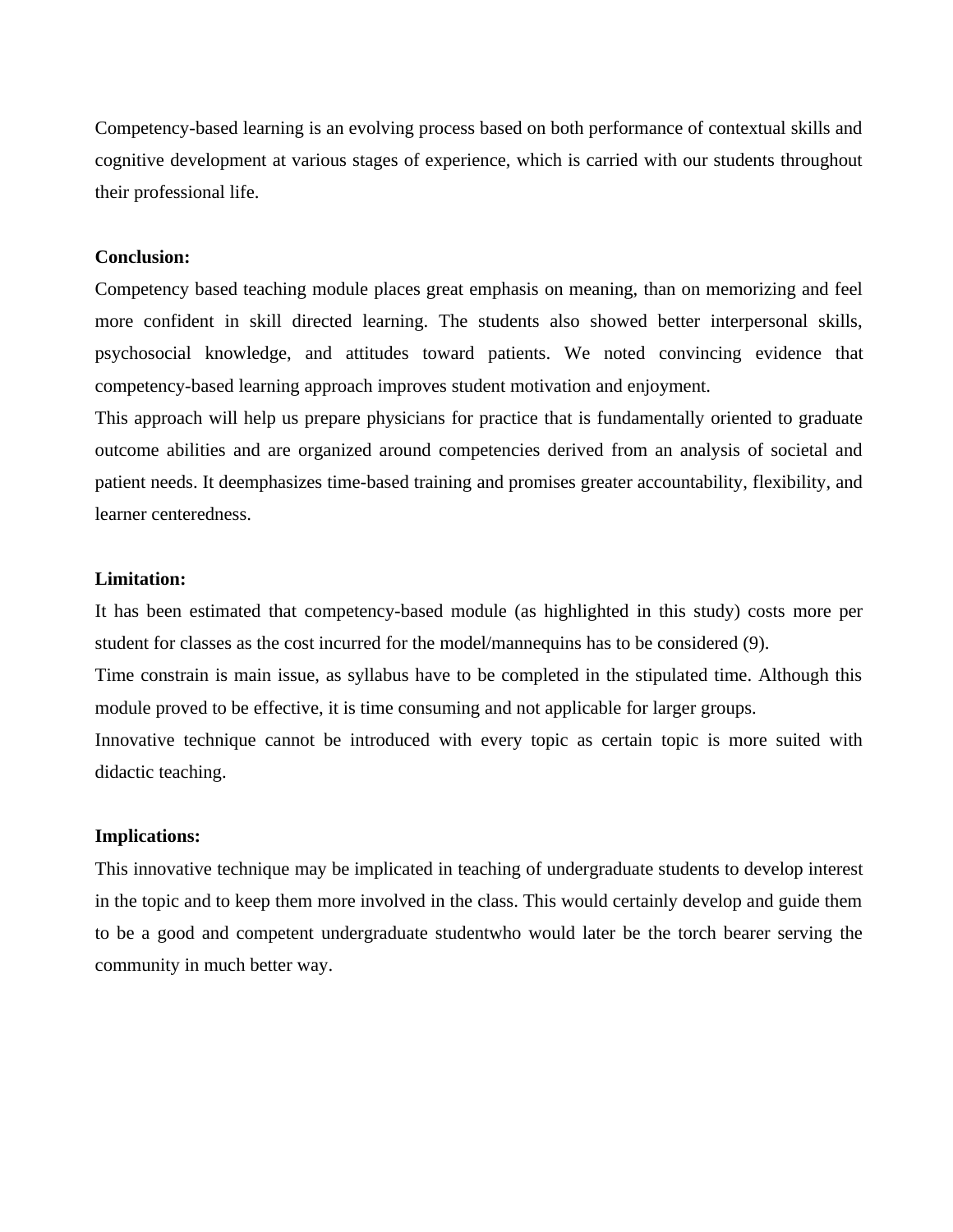Competency-based learning is an evolving process based on both performance of contextual skills and cognitive development at various stages of experience, which is carried with our students throughout their professional life.

**Conclusion:**

Competency based teaching module places great emphasis on meaning, than on memorizing and feel more confident in skill directed learning. The students also showed better interpersonal skills, psychosocial knowledge, and attitudes toward patients. We noted convincing evidence that competency-based learning approach improves student motivation and enjoyment.

This approach will help us prepare physicians for practice that is fundamentally oriented to graduate outcome abilities and are organized around competencies derived from an analysis of societal and patient needs. It deemphasizes time-based training and promises greater accountability, flexibility, and learner centeredness.

**Limitation:**

It has been estimated that competency-based module (as highlighted in this study) costs more per student for classes as the cost incurred for the model/mannequins has to be considered (9).

Time constrain is main issue, as syllabus have to be completed in the stipulated time. Although this module proved to be effective, it is time consuming and not applicable for larger groups.

Innovative technique cannot be introduced with every topic as certain topic is more suited with didactic teaching.

**Implications:**

This innovative technique may be implicated in teaching of undergraduate students to develop interest in the topic and to keep them more involved in the class. This would certainly develop and guide them to be a good and competent undergraduate studentwho would later be the torch bearer serving the community in much better way.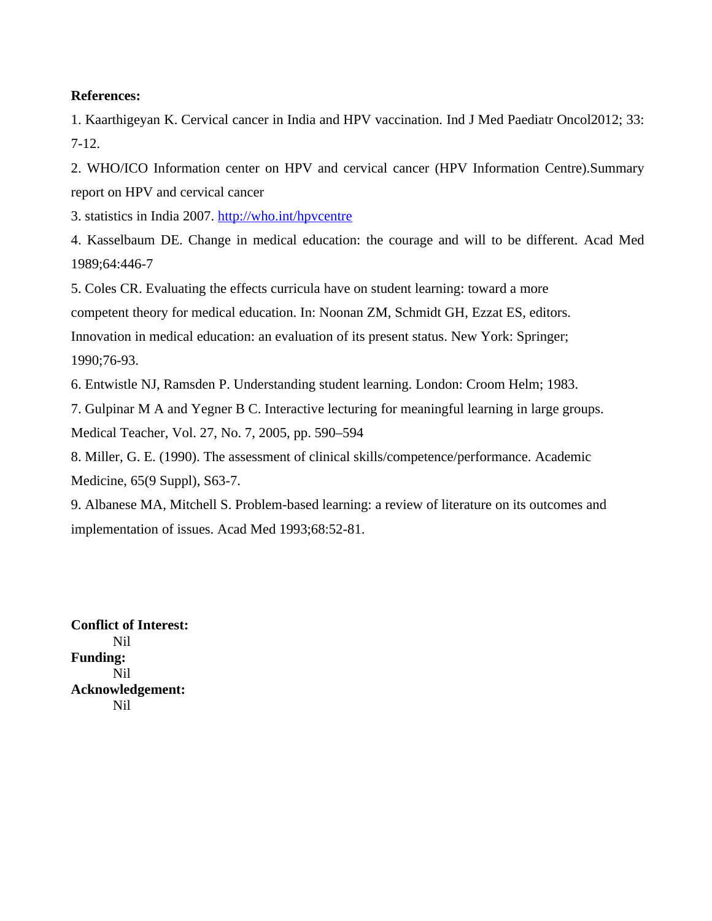**References:**

1. Kaarthigeyan K. Cervical cancer in India and HPV vaccination. Ind J Med Paediatr Oncol2012; 33: 7-12.

2. WHO/ICO Information center on HPV and cervical cancer (HPV Information Centre).Summary report on HPV and cervical cancer

3. statistics in India 2007. http://who.int/hpvcentre

4. Kasselbaum DE. Change in medical education: the courage and will to be different. Acad Med 1989;64:446-7

5. Coles CR. Evaluating the effects curricula have on student learning: toward a more competent theory for medical education. In: Noonan ZM, Schmidt GH, Ezzat ES, editors. Innovation in medical education: an evaluation of its present status. New York: Springer; 1990;76-93.

6. Entwistle NJ, Ramsden P. Understanding student learning. London: Croom Helm; 1983.

7. Gulpinar M A and Yegner B C. Interactive lecturing for meaningful learning in large groups. Medical Teacher, Vol. 27, No. 7, 2005, pp. 590–594

8. Miller, G. E. (1990). The assessment of clinical skills/competence/performance. Academic Medicine, 65(9 Suppl), S63-7.

9. Albanese MA, Mitchell S. Problem-based learning: a review of literature on its outcomes and implementation of issues. Acad Med 1993;68:52-81.

**Conflict of Interest:**

Nil

**Funding:**

Nil

**Acknowledgement:**

Nil